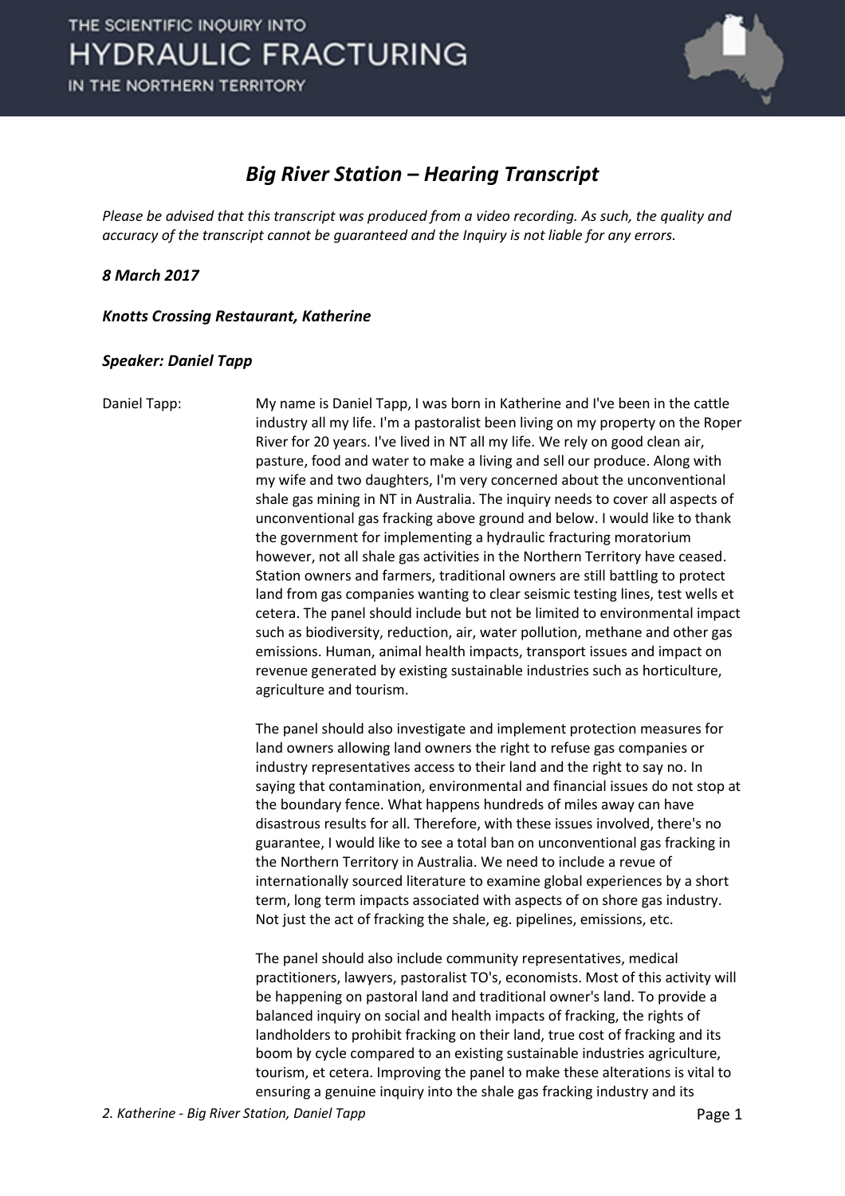THE SCIENTIFIC INQUIRY INTO
HYDRAULIC FRACTURING
IN THE NORTHERN TERRITORY

# *Big River Station – Hearing Transcript*

*Please be advised that this transcript was produced from a video recording. As such, the quality and accuracy of the transcript cannot be guaranteed and the Inquiry is not liable for any errors.*

***8 March 2017***

***Knotts Crossing Restaurant, Katherine***

***Speaker: Daniel Tapp***

Daniel Tapp: My name is Daniel Tapp, I was born in Katherine and I've been in the cattle industry all my life. I'm a pastoralist been living on my property on the Roper River for 20 years. I've lived in NT all my life. We rely on good clean air, pasture, food and water to make a living and sell our produce. Along with my wife and two daughters, I'm very concerned about the unconventional shale gas mining in NT in Australia. The inquiry needs to cover all aspects of unconventional gas fracking above ground and below. I would like to thank the government for implementing a hydraulic fracturing moratorium however, not all shale gas activities in the Northern Territory have ceased. Station owners and farmers, traditional owners are still battling to protect land from gas companies wanting to clear seismic testing lines, test wells et cetera. The panel should include but not be limited to environmental impact such as biodiversity, reduction, air, water pollution, methane and other gas emissions. Human, animal health impacts, transport issues and impact on revenue generated by existing sustainable industries such as horticulture, agriculture and tourism.

The panel should also investigate and implement protection measures for land owners allowing land owners the right to refuse gas companies or industry representatives access to their land and the right to say no. In saying that contamination, environmental and financial issues do not stop at the boundary fence. What happens hundreds of miles away can have disastrous results for all. Therefore, with these issues involved, there's no guarantee, I would like to see a total ban on unconventional gas fracking in the Northern Territory in Australia. We need to include a revue of internationally sourced literature to examine global experiences by a short term, long term impacts associated with aspects of on shore gas industry. Not just the act of fracking the shale, eg. pipelines, emissions, etc.

The panel should also include community representatives, medical practitioners, lawyers, pastoralist TO's, economists. Most of this activity will be happening on pastoral land and traditional owner's land. To provide a balanced inquiry on social and health impacts of fracking, the rights of landholders to prohibit fracking on their land, true cost of fracking and its boom by cycle compared to an existing sustainable industries agriculture, tourism, et cetera. Improving the panel to make these alterations is vital to ensuring a genuine inquiry into the shale gas fracking industry and its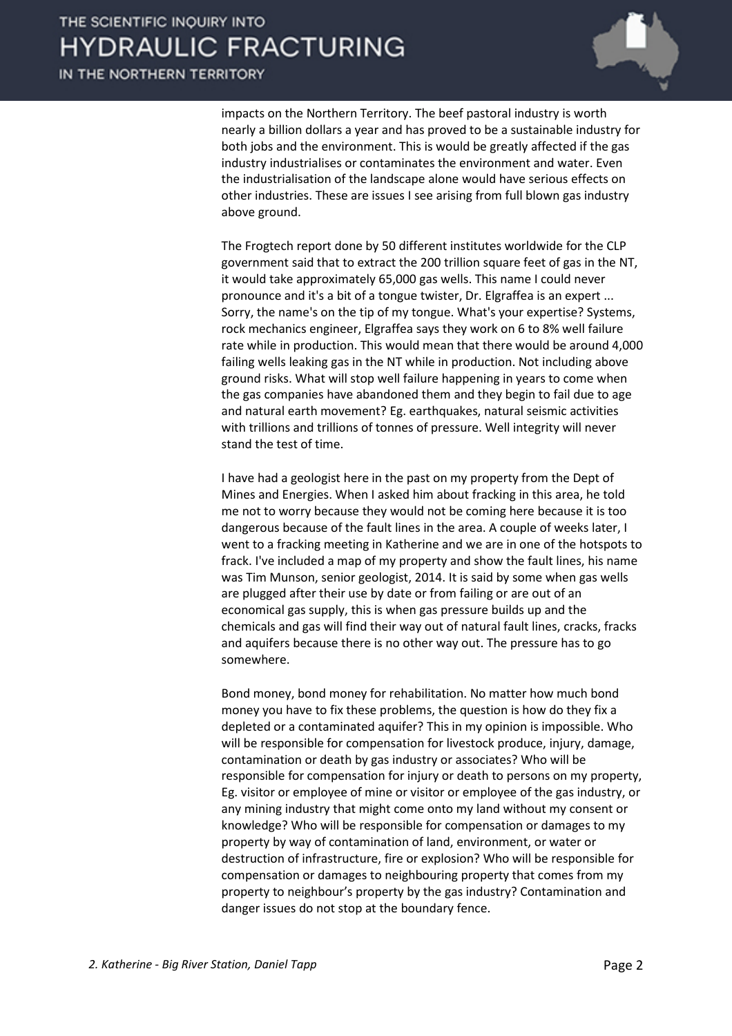impacts on the Northern Territory. The beef pastoral industry is worth nearly a billion dollars a year and has proved to be a sustainable industry for both jobs and the environment. This is would be greatly affected if the gas industry industrialises or contaminates the environment and water. Even the industrialisation of the landscape alone would have serious effects on other industries. These are issues I see arising from full blown gas industry above ground.

The Frogtech report done by 50 different institutes worldwide for the CLP government said that to extract the 200 trillion square feet of gas in the NT, it would take approximately 65,000 gas wells. This name I could never pronounce and it's a bit of a tongue twister, Dr. Elgraffea is an expert ... Sorry, the name's on the tip of my tongue. What's your expertise? Systems, rock mechanics engineer, Elgraffea says they work on 6 to 8% well failure rate while in production. This would mean that there would be around 4,000 failing wells leaking gas in the NT while in production. Not including above ground risks. What will stop well failure happening in years to come when the gas companies have abandoned them and they begin to fail due to age and natural earth movement? Eg. earthquakes, natural seismic activities with trillions and trillions of tonnes of pressure. Well integrity will never stand the test of time.

I have had a geologist here in the past on my property from the Dept of Mines and Energies. When I asked him about fracking in this area, he told me not to worry because they would not be coming here because it is too dangerous because of the fault lines in the area. A couple of weeks later, I went to a fracking meeting in Katherine and we are in one of the hotspots to frack. I've included a map of my property and show the fault lines, his name was Tim Munson, senior geologist, 2014. It is said by some when gas wells are plugged after their use by date or from failing or are out of an economical gas supply, this is when gas pressure builds up and the chemicals and gas will find their way out of natural fault lines, cracks, fracks and aquifers because there is no other way out. The pressure has to go somewhere.

Bond money, bond money for rehabilitation. No matter how much bond money you have to fix these problems, the question is how do they fix a depleted or a contaminated aquifer? This in my opinion is impossible. Who will be responsible for compensation for livestock produce, injury, damage, contamination or death by gas industry or associates? Who will be responsible for compensation for injury or death to persons on my property, Eg. visitor or employee of mine or visitor or employee of the gas industry, or any mining industry that might come onto my land without my consent or knowledge? Who will be responsible for compensation or damages to my property by way of contamination of land, environment, or water or destruction of infrastructure, fire or explosion? Who will be responsible for compensation or damages to neighbouring property that comes from my property to neighbour's property by the gas industry? Contamination and danger issues do not stop at the boundary fence.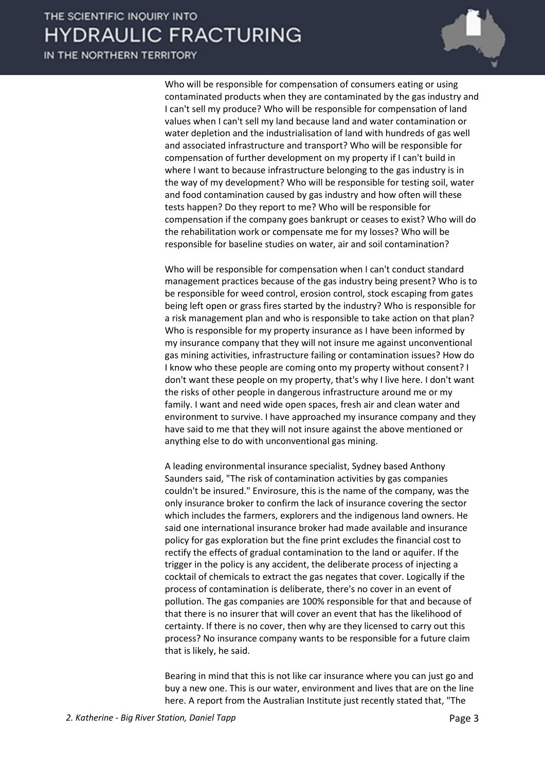Who will be responsible for compensation of consumers eating or using contaminated products when they are contaminated by the gas industry and I can't sell my produce? Who will be responsible for compensation of land values when I can't sell my land because land and water contamination or water depletion and the industrialisation of land with hundreds of gas well and associated infrastructure and transport? Who will be responsible for compensation of further development on my property if I can't build in where I want to because infrastructure belonging to the gas industry is in the way of my development? Who will be responsible for testing soil, water and food contamination caused by gas industry and how often will these tests happen? Do they report to me? Who will be responsible for compensation if the company goes bankrupt or ceases to exist? Who will do the rehabilitation work or compensate me for my losses? Who will be responsible for baseline studies on water, air and soil contamination?

Who will be responsible for compensation when I can't conduct standard management practices because of the gas industry being present? Who is to be responsible for weed control, erosion control, stock escaping from gates being left open or grass fires started by the industry? Who is responsible for a risk management plan and who is responsible to take action on that plan? Who is responsible for my property insurance as I have been informed by my insurance company that they will not insure me against unconventional gas mining activities, infrastructure failing or contamination issues? How do I know who these people are coming onto my property without consent? I don't want these people on my property, that's why I live here. I don't want the risks of other people in dangerous infrastructure around me or my family. I want and need wide open spaces, fresh air and clean water and environment to survive. I have approached my insurance company and they have said to me that they will not insure against the above mentioned or anything else to do with unconventional gas mining.

A leading environmental insurance specialist, Sydney based Anthony Saunders said, "The risk of contamination activities by gas companies couldn't be insured." Envirosure, this is the name of the company, was the only insurance broker to confirm the lack of insurance covering the sector which includes the farmers, explorers and the indigenous land owners. He said one international insurance broker had made available and insurance policy for gas exploration but the fine print excludes the financial cost to rectify the effects of gradual contamination to the land or aquifer. If the trigger in the policy is any accident, the deliberate process of injecting a cocktail of chemicals to extract the gas negates that cover. Logically if the process of contamination is deliberate, there's no cover in an event of pollution. The gas companies are 100% responsible for that and because of that there is no insurer that will cover an event that has the likelihood of certainty. If there is no cover, then why are they licensed to carry out this process? No insurance company wants to be responsible for a future claim that is likely, he said.

Bearing in mind that this is not like car insurance where you can just go and buy a new one. This is our water, environment and lives that are on the line here. A report from the Australian Institute just recently stated that, "The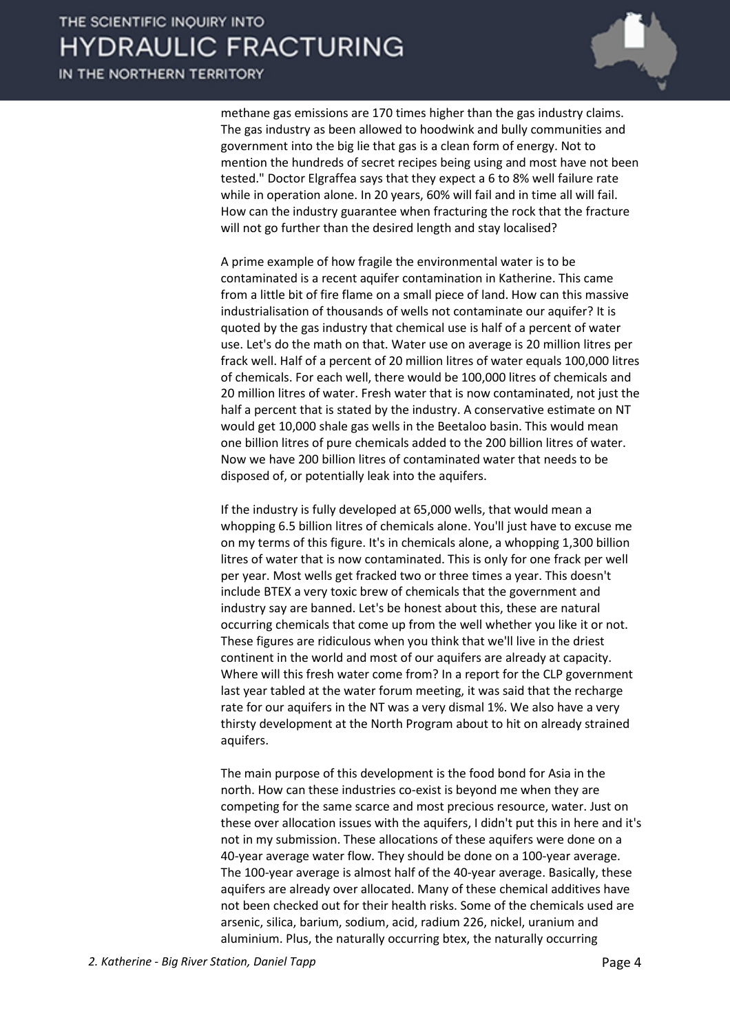methane gas emissions are 170 times higher than the gas industry claims. The gas industry as been allowed to hoodwink and bully communities and government into the big lie that gas is a clean form of energy. Not to mention the hundreds of secret recipes being using and most have not been tested." Doctor Elgraffea says that they expect a 6 to 8% well failure rate while in operation alone. In 20 years, 60% will fail and in time all will fail. How can the industry guarantee when fracturing the rock that the fracture will not go further than the desired length and stay localised?

A prime example of how fragile the environmental water is to be contaminated is a recent aquifer contamination in Katherine. This came from a little bit of fire flame on a small piece of land. How can this massive industrialisation of thousands of wells not contaminate our aquifer? It is quoted by the gas industry that chemical use is half of a percent of water use. Let's do the math on that. Water use on average is 20 million litres per frack well. Half of a percent of 20 million litres of water equals 100,000 litres of chemicals. For each well, there would be 100,000 litres of chemicals and 20 million litres of water. Fresh water that is now contaminated, not just the half a percent that is stated by the industry. A conservative estimate on NT would get 10,000 shale gas wells in the Beetaloo basin. This would mean one billion litres of pure chemicals added to the 200 billion litres of water. Now we have 200 billion litres of contaminated water that needs to be disposed of, or potentially leak into the aquifers.

If the industry is fully developed at 65,000 wells, that would mean a whopping 6.5 billion litres of chemicals alone. You'll just have to excuse me on my terms of this figure. It's in chemicals alone, a whopping 1,300 billion litres of water that is now contaminated. This is only for one frack per well per year. Most wells get fracked two or three times a year. This doesn't include BTEX a very toxic brew of chemicals that the government and industry say are banned. Let's be honest about this, these are natural occurring chemicals that come up from the well whether you like it or not. These figures are ridiculous when you think that we'll live in the driest continent in the world and most of our aquifers are already at capacity. Where will this fresh water come from? In a report for the CLP government last year tabled at the water forum meeting, it was said that the recharge rate for our aquifers in the NT was a very dismal 1%. We also have a very thirsty development at the North Program about to hit on already strained aquifers.

The main purpose of this development is the food bond for Asia in the north. How can these industries co-exist is beyond me when they are competing for the same scarce and most precious resource, water. Just on these over allocation issues with the aquifers, I didn't put this in here and it's not in my submission. These allocations of these aquifers were done on a 40-year average water flow. They should be done on a 100-year average. The 100-year average is almost half of the 40-year average. Basically, these aquifers are already over allocated. Many of these chemical additives have not been checked out for their health risks. Some of the chemicals used are arsenic, silica, barium, sodium, acid, radium 226, nickel, uranium and aluminium. Plus, the naturally occurring btex, the naturally occurring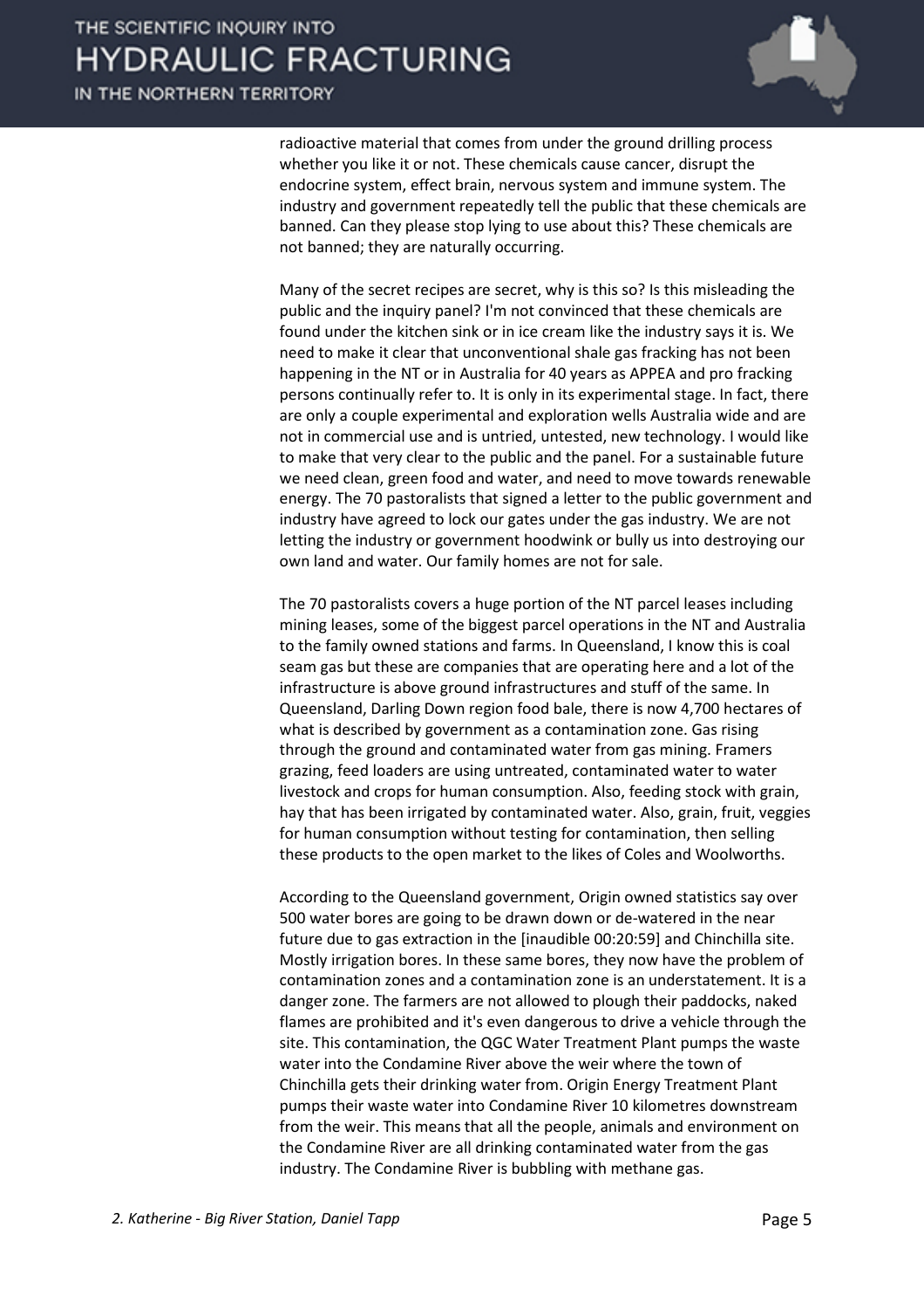radioactive material that comes from under the ground drilling process whether you like it or not. These chemicals cause cancer, disrupt the endocrine system, effect brain, nervous system and immune system. The industry and government repeatedly tell the public that these chemicals are banned. Can they please stop lying to use about this? These chemicals are not banned; they are naturally occurring.

Many of the secret recipes are secret, why is this so? Is this misleading the public and the inquiry panel? I'm not convinced that these chemicals are found under the kitchen sink or in ice cream like the industry says it is. We need to make it clear that unconventional shale gas fracking has not been happening in the NT or in Australia for 40 years as APPEA and pro fracking persons continually refer to. It is only in its experimental stage. In fact, there are only a couple experimental and exploration wells Australia wide and are not in commercial use and is untried, untested, new technology. I would like to make that very clear to the public and the panel. For a sustainable future we need clean, green food and water, and need to move towards renewable energy. The 70 pastoralists that signed a letter to the public government and industry have agreed to lock our gates under the gas industry. We are not letting the industry or government hoodwink or bully us into destroying our own land and water. Our family homes are not for sale.

The 70 pastoralists covers a huge portion of the NT parcel leases including mining leases, some of the biggest parcel operations in the NT and Australia to the family owned stations and farms. In Queensland, I know this is coal seam gas but these are companies that are operating here and a lot of the infrastructure is above ground infrastructures and stuff of the same. In Queensland, Darling Down region food bale, there is now 4,700 hectares of what is described by government as a contamination zone. Gas rising through the ground and contaminated water from gas mining. Framers grazing, feed loaders are using untreated, contaminated water to water livestock and crops for human consumption. Also, feeding stock with grain, hay that has been irrigated by contaminated water. Also, grain, fruit, veggies for human consumption without testing for contamination, then selling these products to the open market to the likes of Coles and Woolworths.

According to the Queensland government, Origin owned statistics say over 500 water bores are going to be drawn down or de-watered in the near future due to gas extraction in the [inaudible 00:20:59] and Chinchilla site. Mostly irrigation bores. In these same bores, they now have the problem of contamination zones and a contamination zone is an understatement. It is a danger zone. The farmers are not allowed to plough their paddocks, naked flames are prohibited and it's even dangerous to drive a vehicle through the site. This contamination, the QGC Water Treatment Plant pumps the waste water into the Condamine River above the weir where the town of Chinchilla gets their drinking water from. Origin Energy Treatment Plant pumps their waste water into Condamine River 10 kilometres downstream from the weir. This means that all the people, animals and environment on the Condamine River are all drinking contaminated water from the gas industry. The Condamine River is bubbling with methane gas.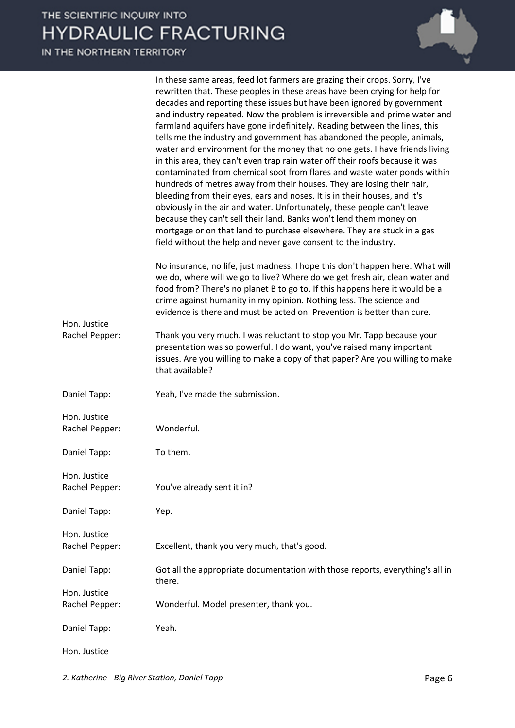In these same areas, feed lot farmers are grazing their crops. Sorry, I've rewritten that. These peoples in these areas have been crying for help for decades and reporting these issues but have been ignored by government and industry repeated. Now the problem is irreversible and prime water and farmland aquifers have gone indefinitely. Reading between the lines, this tells me the industry and government has abandoned the people, animals, water and environment for the money that no one gets. I have friends living in this area, they can't even trap rain water off their roofs because it was contaminated from chemical soot from flares and waste water ponds within hundreds of metres away from their houses. They are losing their hair, bleeding from their eyes, ears and noses. It is in their houses, and it's obviously in the air and water. Unfortunately, these people can't leave because they can't sell their land. Banks won't lend them money on mortgage or on that land to purchase elsewhere. They are stuck in a gas field without the help and never gave consent to the industry.

No insurance, no life, just madness. I hope this don't happen here. What will we do, where will we go to live? Where do we get fresh air, clean water and food from? There's no planet B to go to. If this happens here it would be a crime against humanity in my opinion. Nothing less. The science and evidence is there and must be acted on. Prevention is better than cure.

**Hon. Justice Rachel Pepper:** Thank you very much. I was reluctant to stop you Mr. Tapp because your presentation was so powerful. I do want, you've raised many important issues. Are you willing to make a copy of that paper? Are you willing to make that available?

**Daniel Tapp:** Yeah, I've made the submission.

**Hon. Justice Rachel Pepper:** Wonderful.

**Daniel Tapp:** To them.

**Hon. Justice Rachel Pepper:** You've already sent it in?

**Daniel Tapp:** Yep.

**Hon. Justice Rachel Pepper:** Excellent, thank you very much, that's good.

**Daniel Tapp:** Got all the appropriate documentation with those reports, everything's all in there.

**Hon. Justice Rachel Pepper:** Wonderful. Model presenter, thank you.

**Daniel Tapp:** Yeah.

**Hon. Justice**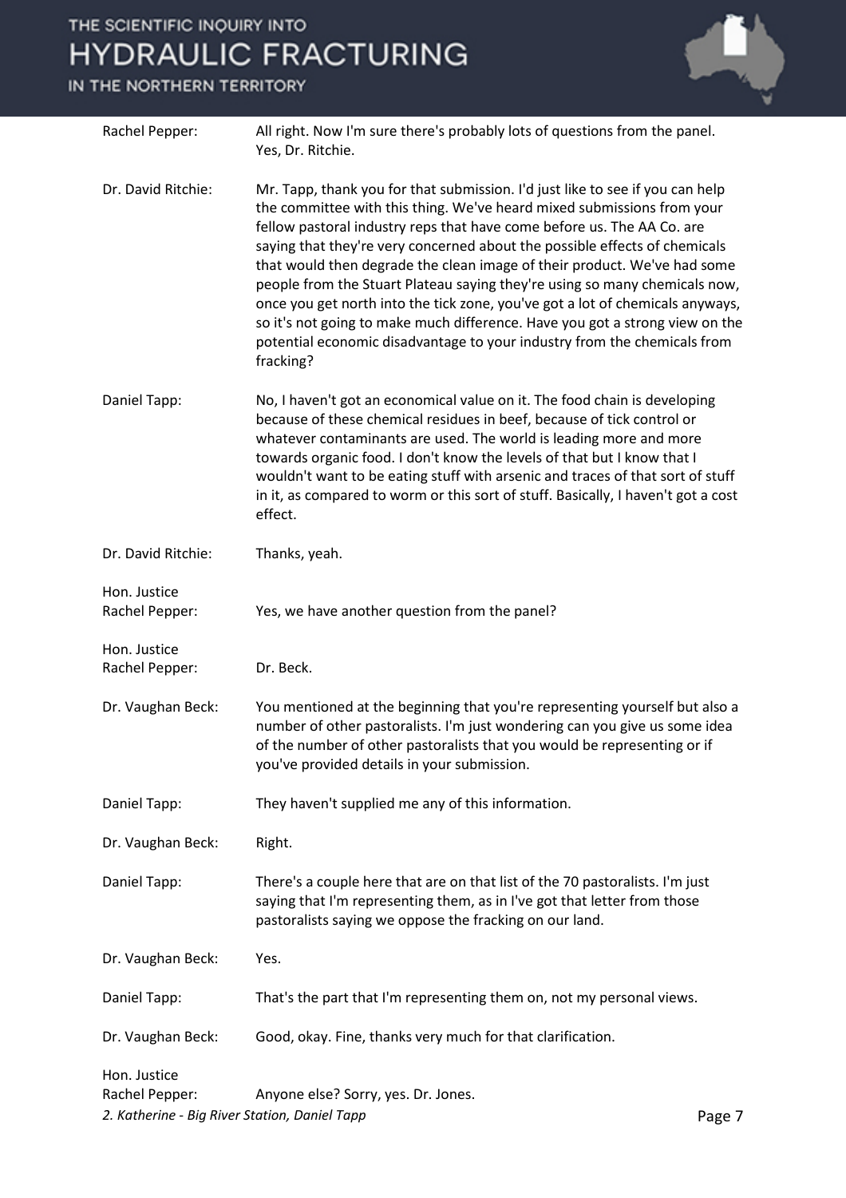Rachel Pepper: All right. Now I'm sure there's probably lots of questions from the panel. Yes, Dr. Ritchie.

Dr. David Ritchie: Mr. Tapp, thank you for that submission. I'd just like to see if you can help the committee with this thing. We've heard mixed submissions from your fellow pastoral industry reps that have come before us. The AA Co. are saying that they're very concerned about the possible effects of chemicals that would then degrade the clean image of their product. We've had some people from the Stuart Plateau saying they're using so many chemicals now, once you get north into the tick zone, you've got a lot of chemicals anyways, so it's not going to make much difference. Have you got a strong view on the potential economic disadvantage to your industry from the chemicals from fracking?

Daniel Tapp: No, I haven't got an economical value on it. The food chain is developing because of these chemical residues in beef, because of tick control or whatever contaminants are used. The world is leading more and more towards organic food. I don't know the levels of that but I know that I wouldn't want to be eating stuff with arsenic and traces of that sort of stuff in it, as compared to worm or this sort of stuff. Basically, I haven't got a cost effect.

Dr. David Ritchie: Thanks, yeah.

Hon. Justice Rachel Pepper: Yes, we have another question from the panel?

Hon. Justice Rachel Pepper: Dr. Beck.

Dr. Vaughan Beck: You mentioned at the beginning that you're representing yourself but also a number of other pastoralists. I'm just wondering can you give us some idea of the number of other pastoralists that you would be representing or if you've provided details in your submission.

Daniel Tapp: They haven't supplied me any of this information.

Dr. Vaughan Beck: Right.

Daniel Tapp: There's a couple here that are on that list of the 70 pastoralists. I'm just saying that I'm representing them, as in I've got that letter from those pastoralists saying we oppose the fracking on our land.

Dr. Vaughan Beck: Yes.

Daniel Tapp: That's the part that I'm representing them on, not my personal views.

Dr. Vaughan Beck: Good, okay. Fine, thanks very much for that clarification.

Hon. Justice Rachel Pepper: Anyone else? Sorry, yes. Dr. Jones.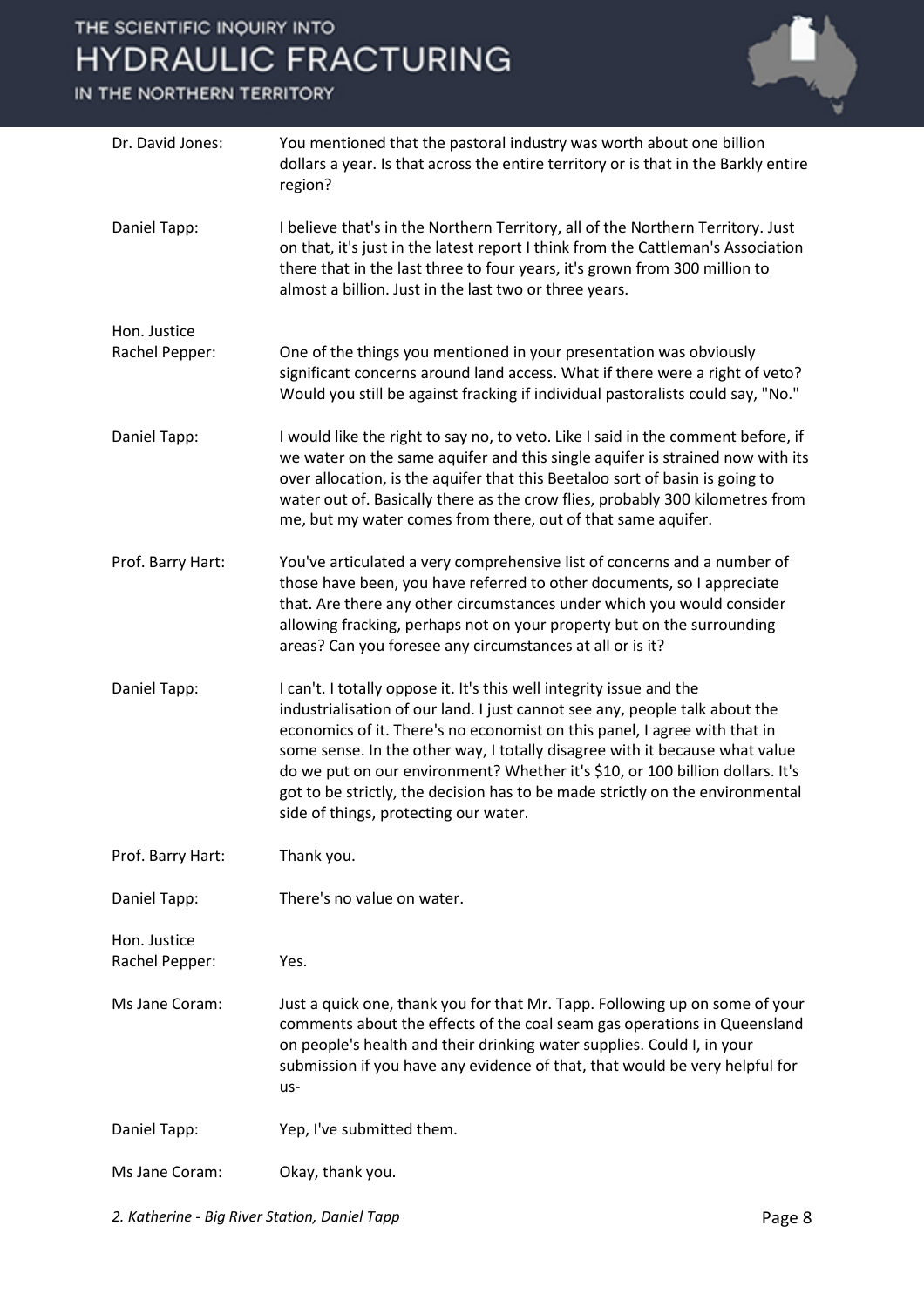**Dr. David Jones:** You mentioned that the pastoral industry was worth about one billion dollars a year. Is that across the entire territory or is that in the Barkly entire region?

**Daniel Tapp:** I believe that's in the Northern Territory, all of the Northern Territory. Just on that, it's just in the latest report I think from the Cattleman's Association there that in the last three to four years, it's grown from 300 million to almost a billion. Just in the last two or three years.

**Hon. Justice Rachel Pepper:** One of the things you mentioned in your presentation was obviously significant concerns around land access. What if there were a right of veto? Would you still be against fracking if individual pastoralists could say, "No."

**Daniel Tapp:** I would like the right to say no, to veto. Like I said in the comment before, if we water on the same aquifer and this single aquifer is strained now with its over allocation, is the aquifer that this Beetaloo sort of basin is going to water out of. Basically there as the crow flies, probably 300 kilometres from me, but my water comes from there, out of that same aquifer.

**Prof. Barry Hart:** You've articulated a very comprehensive list of concerns and a number of those have been, you have referred to other documents, so I appreciate that. Are there any other circumstances under which you would consider allowing fracking, perhaps not on your property but on the surrounding areas? Can you foresee any circumstances at all or is it?

**Daniel Tapp:** I can't. I totally oppose it. It's this well integrity issue and the industrialisation of our land. I just cannot see any, people talk about the economics of it. There's no economist on this panel, I agree with that in some sense. In the other way, I totally disagree with it because what value do we put on our environment? Whether it's $10, or 100 billion dollars. It's got to be strictly, the decision has to be made strictly on the environmental side of things, protecting our water.

**Prof. Barry Hart:** Thank you.

**Daniel Tapp:** There's no value on water.

**Hon. Justice Rachel Pepper:** Yes.

**Ms Jane Coram:** Just a quick one, thank you for that Mr. Tapp. Following up on some of your comments about the effects of the coal seam gas operations in Queensland on people's health and their drinking water supplies. Could I, in your submission if you have any evidence of that, that would be very helpful for us-

**Daniel Tapp:** Yep, I've submitted them.

**Ms Jane Coram:** Okay, thank you.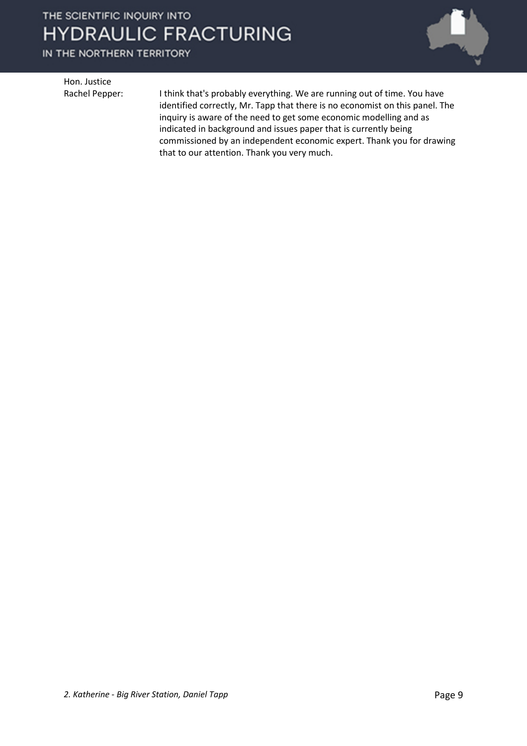Hon. Justice Rachel Pepper: I think that's probably everything. We are running out of time. You have identified correctly, Mr. Tapp that there is no economist on this panel. The inquiry is aware of the need to get some economic modelling and as indicated in background and issues paper that is currently being commissioned by an independent economic expert. Thank you for drawing that to our attention. Thank you very much.